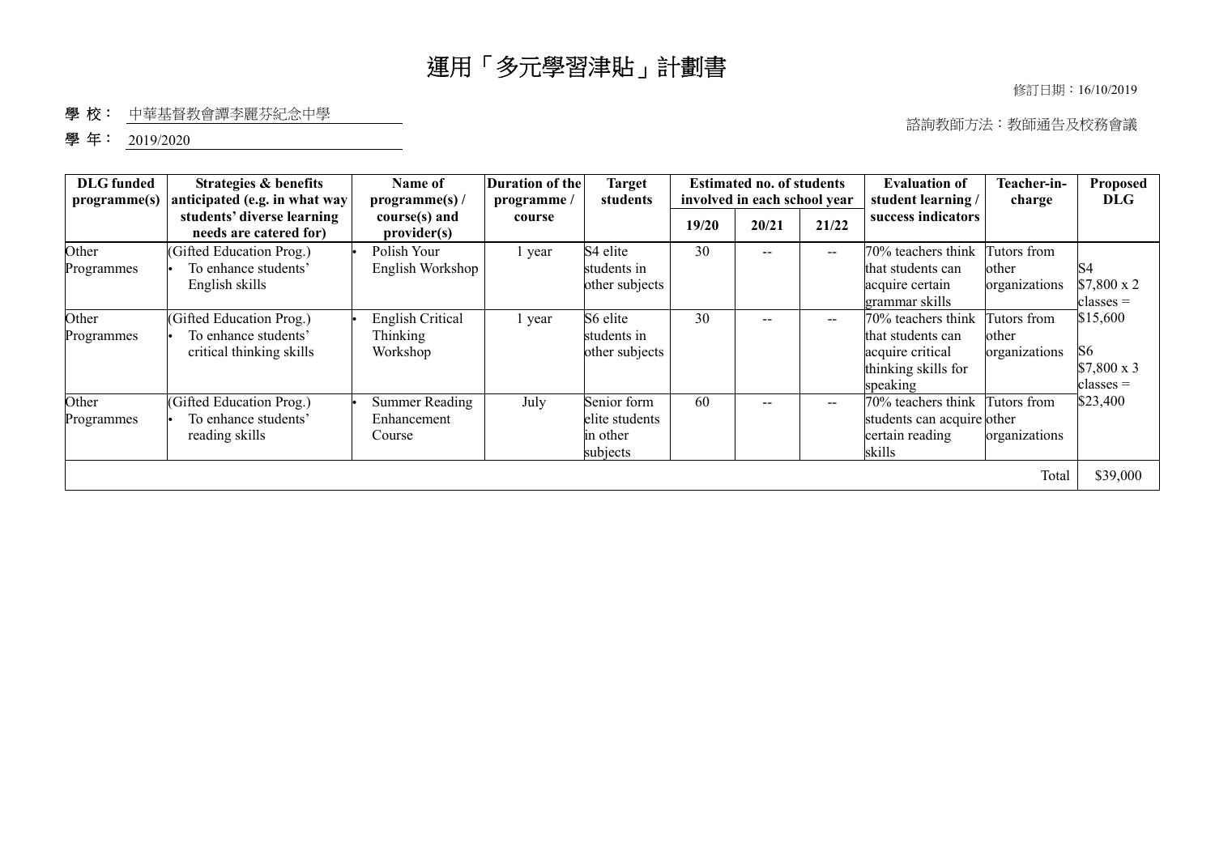# 運用「多元學習津貼」計劃書

修訂日期：16/10/2019

學 校： 中華基督教會譚李麗芬紀念中學

學 年： 2019/2020

諮詢教師方法：教師通告及校務會議

| DLG funded programme(s) | Strategies & benefits anticipated (e.g. in what way students' diverse learning needs are catered for) | Name of programme(s) / course(s) and provider(s) | Duration of the programme / course | Target students | Estimated no. of students involved in each school year | | | Evaluation of student learning / success indicators | Teacher-in-charge | Proposed DLG |
|---|---|---|---|---|---|---|---|---|---|---|
| | | | | | 19/20 | 20/21 | 21/22 | | | |
| Other Programmes | (Gifted Education Prog.) • To enhance students' English skills | • Polish Your English Workshop | 1 year | S4 elite students in other subjects | 30 | -- | -- | 70% teachers think that students can acquire certain grammar skills | Tutors from other organizations | S4 $7,800 x 2 classes = $15,600 S6 $7,800 x 3 classes = $23,400 |
| Other Programmes | (Gifted Education Prog.) • To enhance students' critical thinking skills | • English Critical Thinking Workshop | 1 year | S6 elite students in other subjects | 30 | -- | -- | 70% teachers think that students can acquire critical thinking skills for speaking | Tutors from other organizations | |
| Other Programmes | (Gifted Education Prog.) • To enhance students' reading skills | • Summer Reading Enhancement Course | July | Senior form elite students in other subjects | 60 | -- | -- | 70% teachers think students can acquire certain reading skills | Tutors from other organizations | |
| | | | | | | | | | Total | $39,000 |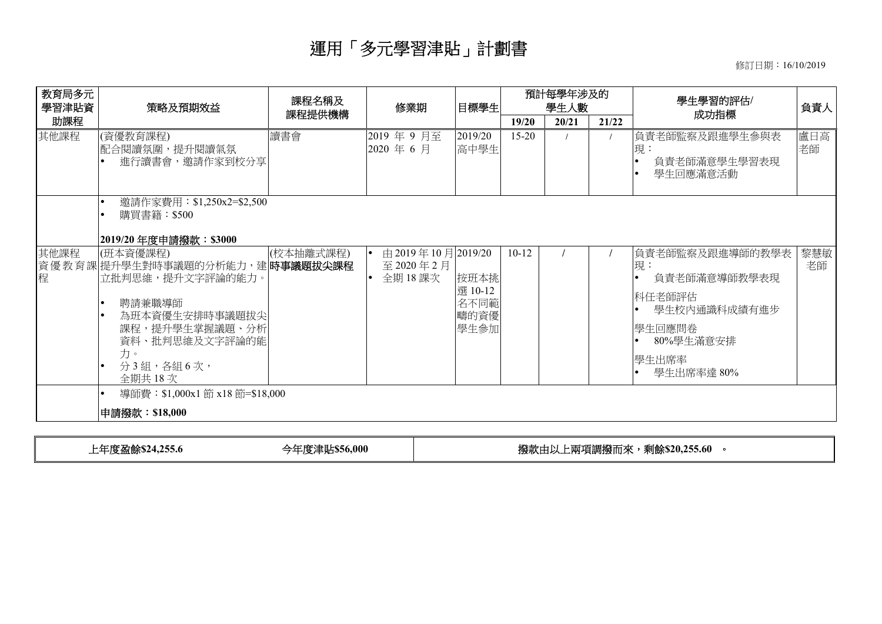# 運用「多元學習津貼」計劃書

修訂日期：16/10/2019

| 教育局多元學習津貼資助課程 | 策略及預期效益 | 課程名稱及課程提供機構 | 修業期 | 目標學生 | 預計每學年涉及的學生人數 | | | 學生學習的評估/成功指標 | 負責人 |
|---|---|---|---|---|---|---|---|---|---|
| | | | | | 19/20 | 20/21 | 21/22 | | |
| 其他課程 | (資優教育課程)<br>配合閱讀氛圍，提升閱讀氣氛<br>• 進行讀書會，邀請作家到校分享 | 讀書會 | 2019 年 9 月至 2020 年 6 月 | 2019/20 高中學生 | 15-20 | / | / | 負責老師監察及跟進學生參與表現：<br>• 負責老師滿意學生學習表現<br>• 學生回應滿意活動 | 盧日高老師 |
| | • 邀請作家費用：$1,250x2=$2,500<br>• 購買書籍：$500<br><br>**2019/20 年度申請撥款：$3000** | | | | | | | | |
| 其他課程<br>資優教育課程 | (班本資優課程)<br>提升學生對時事議題的分析能力，建立批判思維，提升文字評論的能力。<br><br>• 聘請兼職導師<br>• 為班本資優生安排時事議題拔尖課程，提升學生掌握議題、分析資料、批判思維及文字評論的能力。<br>• 分 3 組，各組 6 次，全期共 18 次 | (校本抽離式課程)<br>**時事議題拔尖課程** | • 由 2019 年 10 月至 2020 年 2 月<br>• 全期 18 課次 | 2019/20<br><br>按班本挑選 10-12 名不同範疇的資優學生參加 | 10-12 | / | / | 負責老師監察及跟進導師的教學表現：<br>• 負責老師滿意導師教學表現<br><br>科任老師評估<br>• 學生校內通識科成績有進步<br><br>學生回應問卷<br>• 80%學生滿意安排<br><br>學生出席率<br>• 學生出席率達 80% | 黎慧敏老師 |
| | • 導師費：$1,000x1 節 x18 節=$18,000<br><br>**申請撥款：$18,000** | | | | | | | | |

| 上年度盈餘$24,255.6 | 今年度津貼$56,000 | 撥款由以上兩項調撥而來，剩餘$20,255.60 。 |
|---|---|---|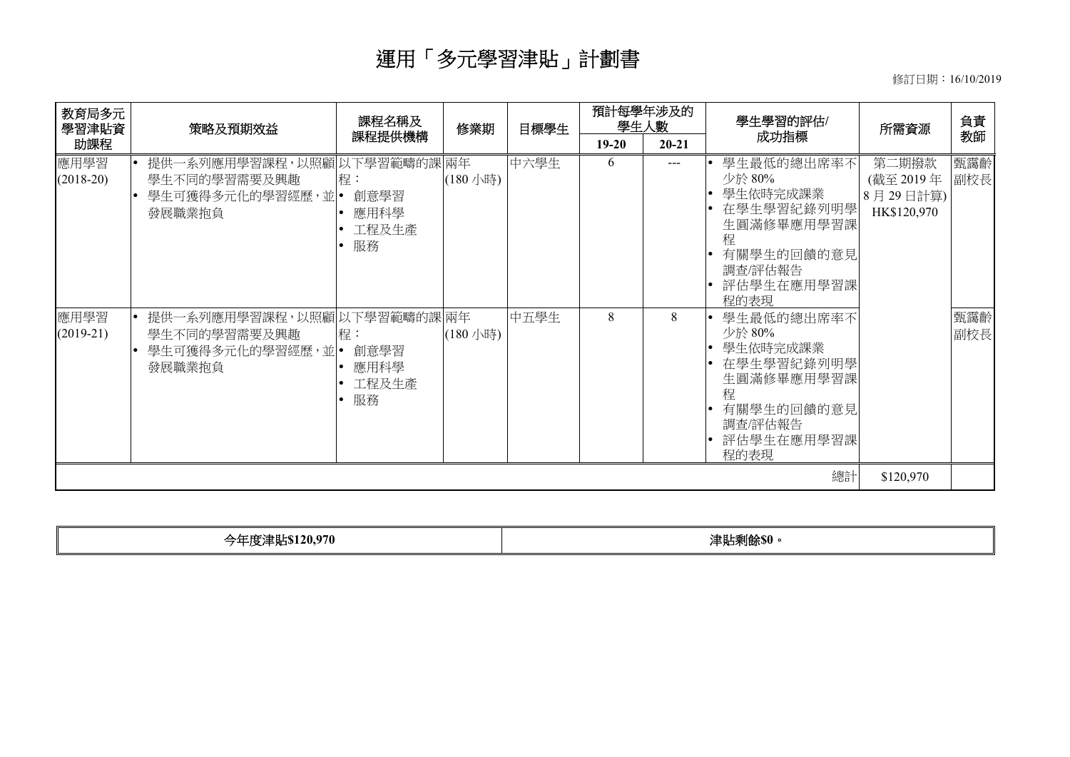# 運用「多元學習津貼」計劃書

修訂日期：16/10/2019

| 教育局多元學習津貼資助課程 | 策略及預期效益 | 課程名稱及課程提供機構 | 修業期 | 目標學生 | 預計每學年涉及的學生人數 | | 學生學習的評估/成功指標 | 所需資源 | 負責教師 |
|---|---|---|---|---|---|---|---|---|---|
| | | | | | 19-20 | 20-21 | | | |
| 應用學習 (2018-20) | • 提供一系列應用學習課程，以照顧學生不同的學習需要及興趣<br>• 學生可獲得多元化的學習經歷，並發展職業抱負 | 以下學習範疇的課程：<br>• 創意學習<br>• 應用科學<br>• 工程及生產<br>• 服務 | 兩年 (180 小時) | 中六學生 | 6 | --- | • 學生最低的總出席率不少於 80%<br>• 學生依時完成課業<br>• 在學生學習紀錄列明學生圓滿修畢應用學習課程<br>• 有關學生的回饋的意見調查/評估報告<br>• 評估學生在應用學習課程的表現 | 第二期撥款 (截至 2019 年 8 月 29 日計算) HK$120,970 | 甄靄齡副校長 |
| 應用學習 (2019-21) | • 提供一系列應用學習課程，以照顧學生不同的學習需要及興趣<br>• 學生可獲得多元化的學習經歷，並發展職業抱負 | 以下學習範疇的課程：<br>• 創意學習<br>• 應用科學<br>• 工程及生產<br>• 服務 | 兩年 (180 小時) | 中五學生 | 8 | 8 | • 學生最低的總出席率不少於 80%<br>• 學生依時完成課業<br>• 在學生學習紀錄列明學生圓滿修畢應用學習課程<br>• 有關學生的回饋的意見調查/評估報告<br>• 評估學生在應用學習課程的表現 | | 甄靄齡副校長 |
| | | | | | | | 總計 | $120,970 | |

| 今年度津貼$120,970 | 津貼剩餘$0。 |
|---|---|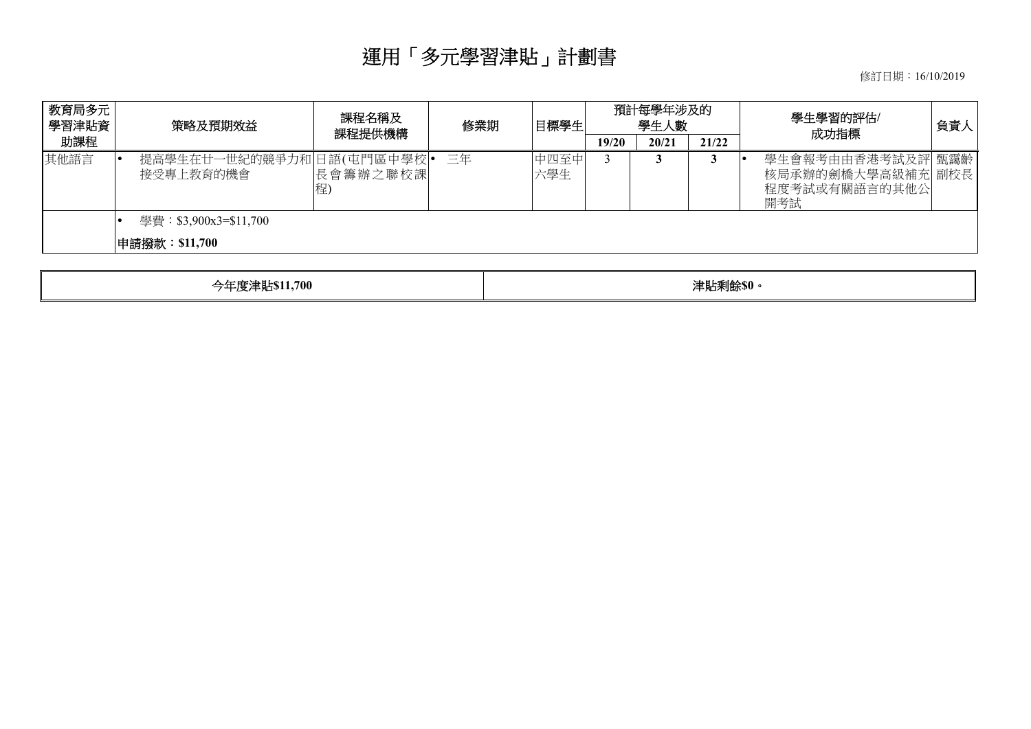# 運用「多元學習津貼」計劃書

修訂日期：16/10/2019

| 教育局多元學習津貼資助課程 | 策略及預期效益 | 課程名稱及課程提供機構 | 修業期 | 目標學生 | 預計每學年涉及的學生人數 | | | 學生學習的評估/成功指標 | 負責人 |
|---|---|---|---|---|---|---|---|---|---|
| | | | | | 19/20 | 20/21 | 21/22 | | |
| 其他語言 | • 提高學生在廿一世紀的競爭力和接受專上教育的機會 | 日語(屯門區中學校長會籌辦之聯校課程) | • 三年 | 中四至中六學生 | 3 | **3** | **3** | • 學生會報考由香港考試及評核局承辦的劍橋大學高級補充程度考試或有關語言的其他公開考試 | 甄靄齡副校長 |
| | • 學費：$3,900x3=$11,700<br>**申請撥款：$11,700** | | | | | | | | |

| 今年度津貼$11,700 | 津貼剩餘$0。 |
|---|---|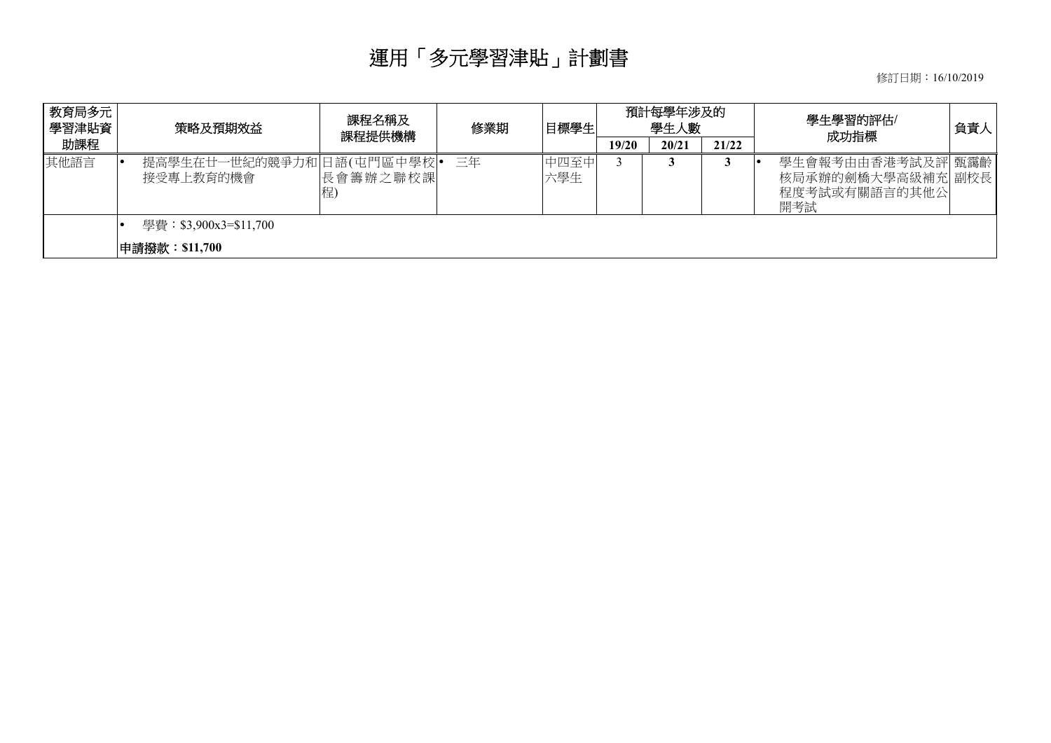# 運用「多元學習津貼」計劃書

修訂日期：16/10/2019

| 教育局多元學習津貼資助課程 | 策略及預期效益 | 課程名稱及課程提供機構 | 修業期 | 目標學生 | 預計每學年涉及的學生人數 | | | 學生學習的評估/成功指標 | 負責人 |
|---|---|---|---|---|---|---|---|---|---|
| | | | | | 19/20 | 20/21 | 21/22 | | |
| 其他語言 | • 提高學生在廿一世紀的競爭力和接受專上教育的機會 | 日語(屯門區中學校長會籌辦之聯校課程) | • 三年 | 中四至中六學生 | 3 | **3** | **3** | • 學生會報考由由香港考試及評核局承辦的劍橋大學高級補充程度考試或有關語言的其他公開考試 | 甄靄齡副校長 |
| | • 學費：$3,900x3=$11,700<br>**申請撥款：$11,700** | | | | | | | | |